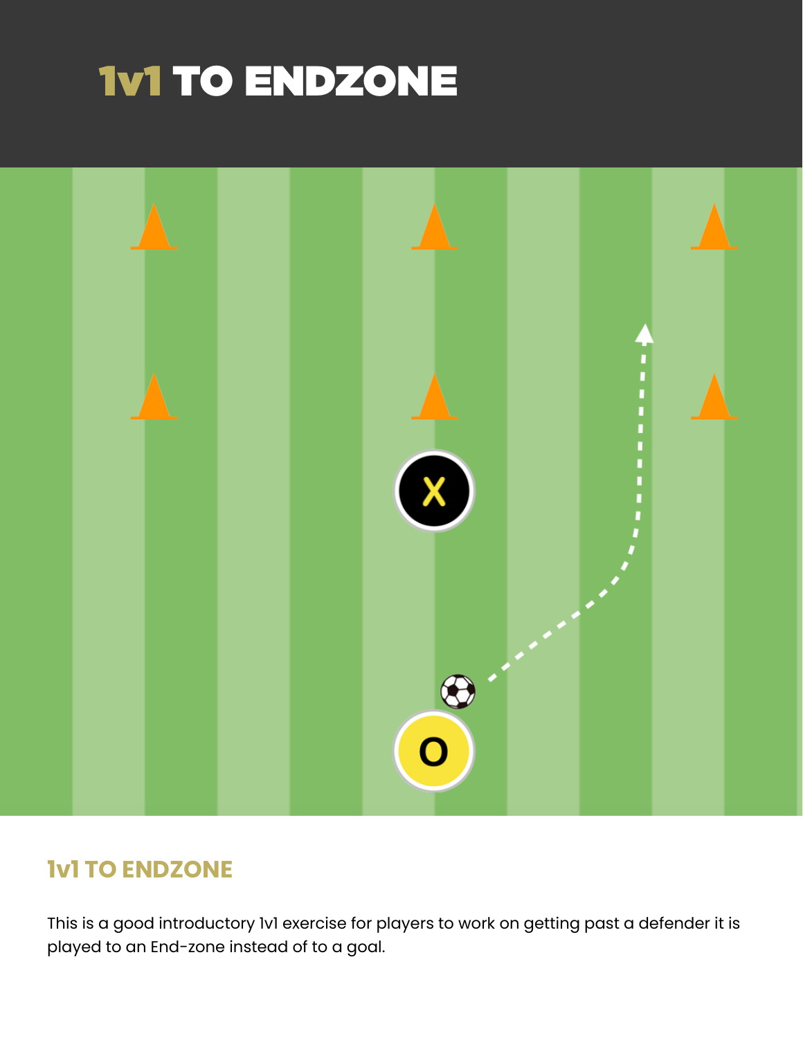# 1v1 TO ENDZONE

## 1v1 TO ENDZONE

This is a good introductory 1v1 exercise for players to work on getting past a defender it is played to an End-zone instead of to a goal.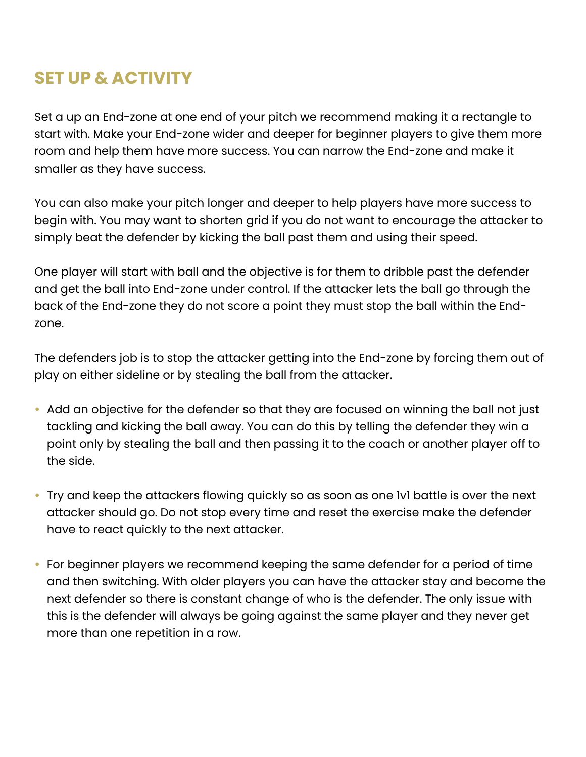## SET UP & ACTIVITY

Set a up an End-zone at one end of your pitch we recommend making it a rectangle to start with. Make your End-zone wider and deeper for beginner players to give them more room and help them have more success. You can narrow the End-zone and make it smaller as they have success.

You can also make your pitch longer and deeper to help players have more success to begin with. You may want to shorten grid if you do not want to encourage the attacker to simply beat the defender by kicking the ball past them and using their speed.

One player will start with ball and the objective is for them to dribble past the defender and get the ball into End-zone under control. If the attacker lets the ball go through the back of the End-zone they do not score a point they must stop the ball within the End-zone.

The defenders job is to stop the attacker getting into the End-zone by forcing them out of play on either sideline or by stealing the ball from the attacker.

- Add an objective for the defender so that they are focused on winning the ball not just tackling and kicking the ball away. You can do this by telling the defender they win a point only by stealing the ball and then passing it to the coach or another player off to the side.
- Try and keep the attackers flowing quickly so as soon as one 1v1 battle is over the next attacker should go. Do not stop every time and reset the exercise make the defender have to react quickly to the next attacker.
- For beginner players we recommend keeping the same defender for a period of time and then switching. With older players you can have the attacker stay and become the next defender so there is constant change of who is the defender. The only issue with this is the defender will always be going against the same player and they never get more than one repetition in a row.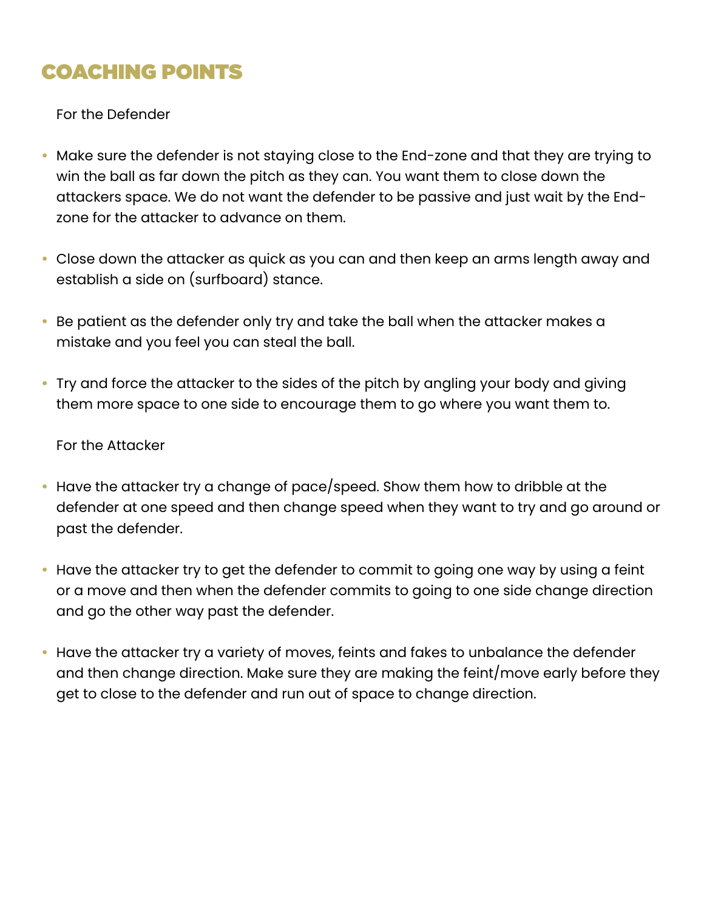## COACHING POINTS

For the Defender

- Make sure the defender is not staying close to the End-zone and that they are trying to win the ball as far down the pitch as they can. You want them to close down the attackers space. We do not want the defender to be passive and just wait by the End-zone for the attacker to advance on them.
- Close down the attacker as quick as you can and then keep an arms length away and establish a side on (surfboard) stance.
- Be patient as the defender only try and take the ball when the attacker makes a mistake and you feel you can steal the ball.
- Try and force the attacker to the sides of the pitch by angling your body and giving them more space to one side to encourage them to go where you want them to.

For the Attacker

- Have the attacker try a change of pace/speed. Show them how to dribble at the defender at one speed and then change speed when they want to try and go around or past the defender.
- Have the attacker try to get the defender to commit to going one way by using a feint or a move and then when the defender commits to going to one side change direction and go the other way past the defender.
- Have the attacker try a variety of moves, feints and fakes to unbalance the defender and then change direction. Make sure they are making the feint/move early before they get to close to the defender and run out of space to change direction.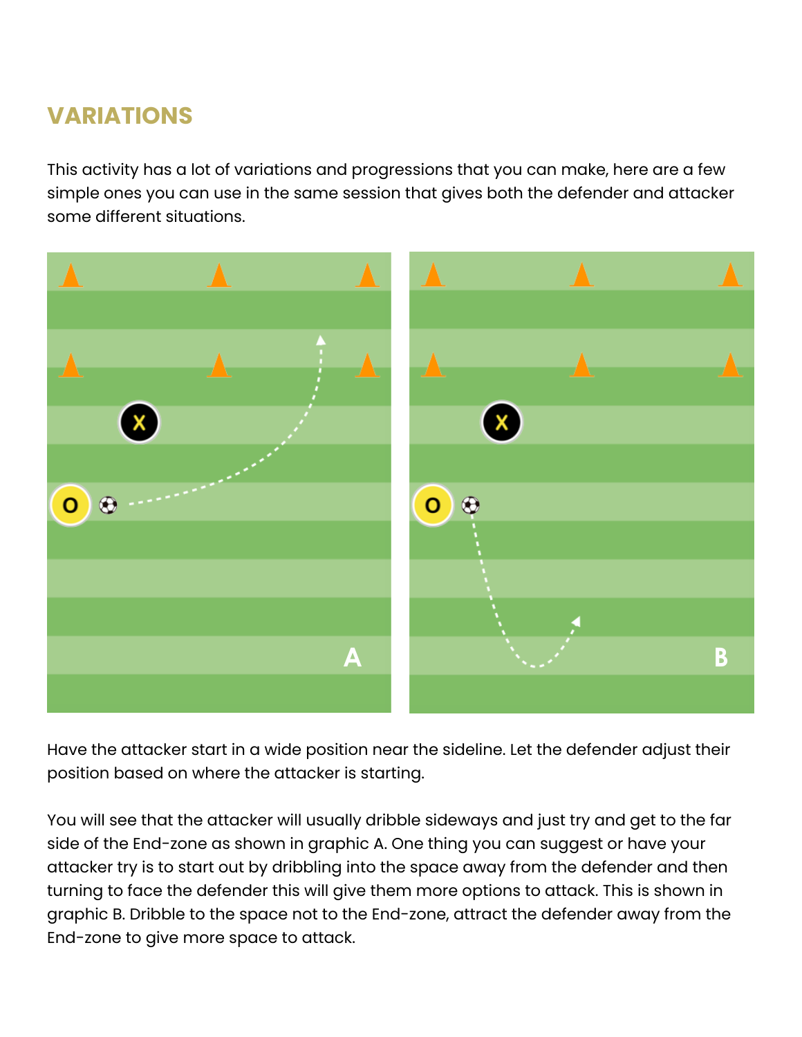## VARIATIONS

This activity has a lot of variations and progressions that you can make, here are a few simple ones you can use in the same session that gives both the defender and attacker some different situations.

Have the attacker start in a wide position near the sideline. Let the defender adjust their position based on where the attacker is starting.

You will see that the attacker will usually dribble sideways and just try and get to the far side of the End-zone as shown in graphic A. One thing you can suggest or have your attacker try is to start out by dribbling into the space away from the defender and then turning to face the defender this will give them more options to attack. This is shown in graphic B. Dribble to the space not to the End-zone, attract the defender away from the End-zone to give more space to attack.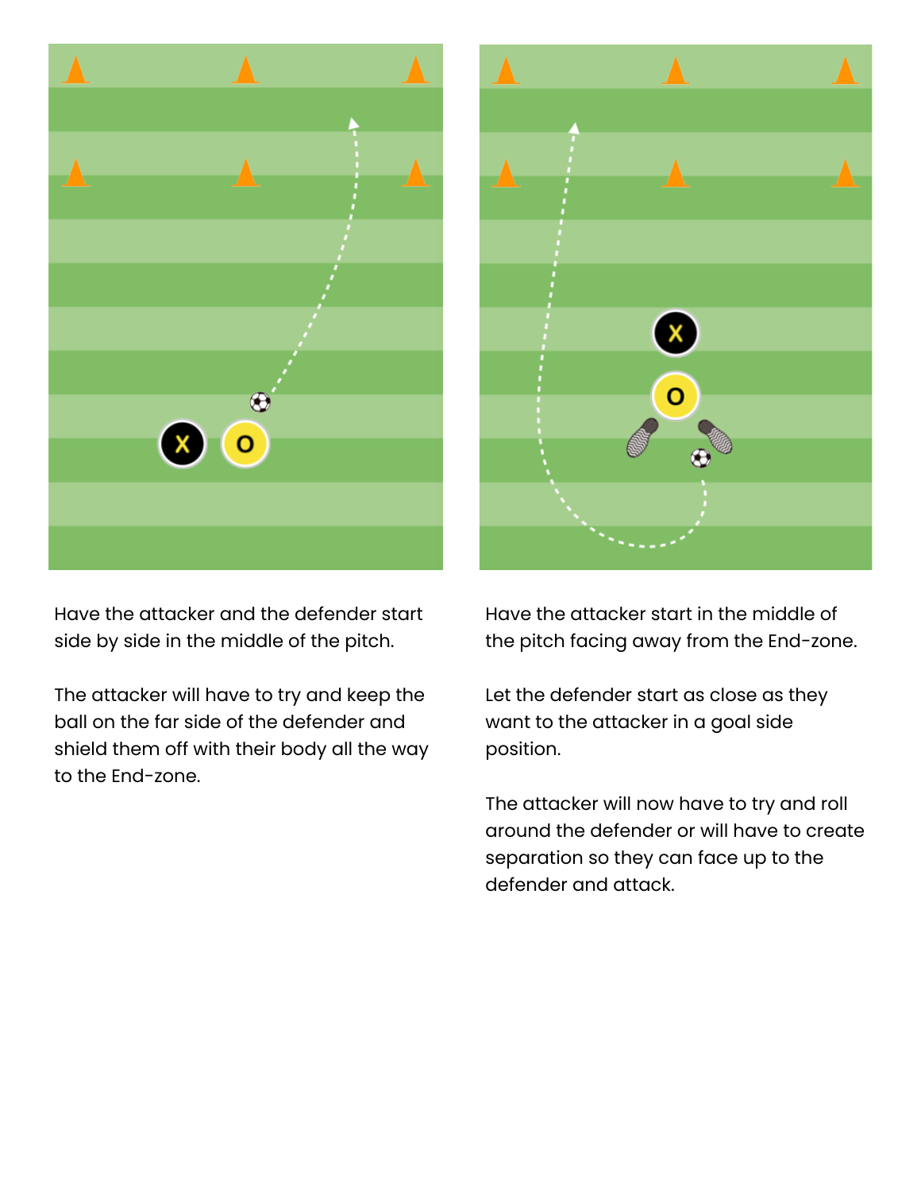Have the attacker and the defender start side by side in the middle of the pitch.

The attacker will have to try and keep the ball on the far side of the defender and shield them off with their body all the way to the End-zone.

Have the attacker start in the middle of the pitch facing away from the End-zone.

Let the defender start as close as they want to the attacker in a goal side position.

The attacker will now have to try and roll around the defender or will have to create separation so they can face up to the defender and attack.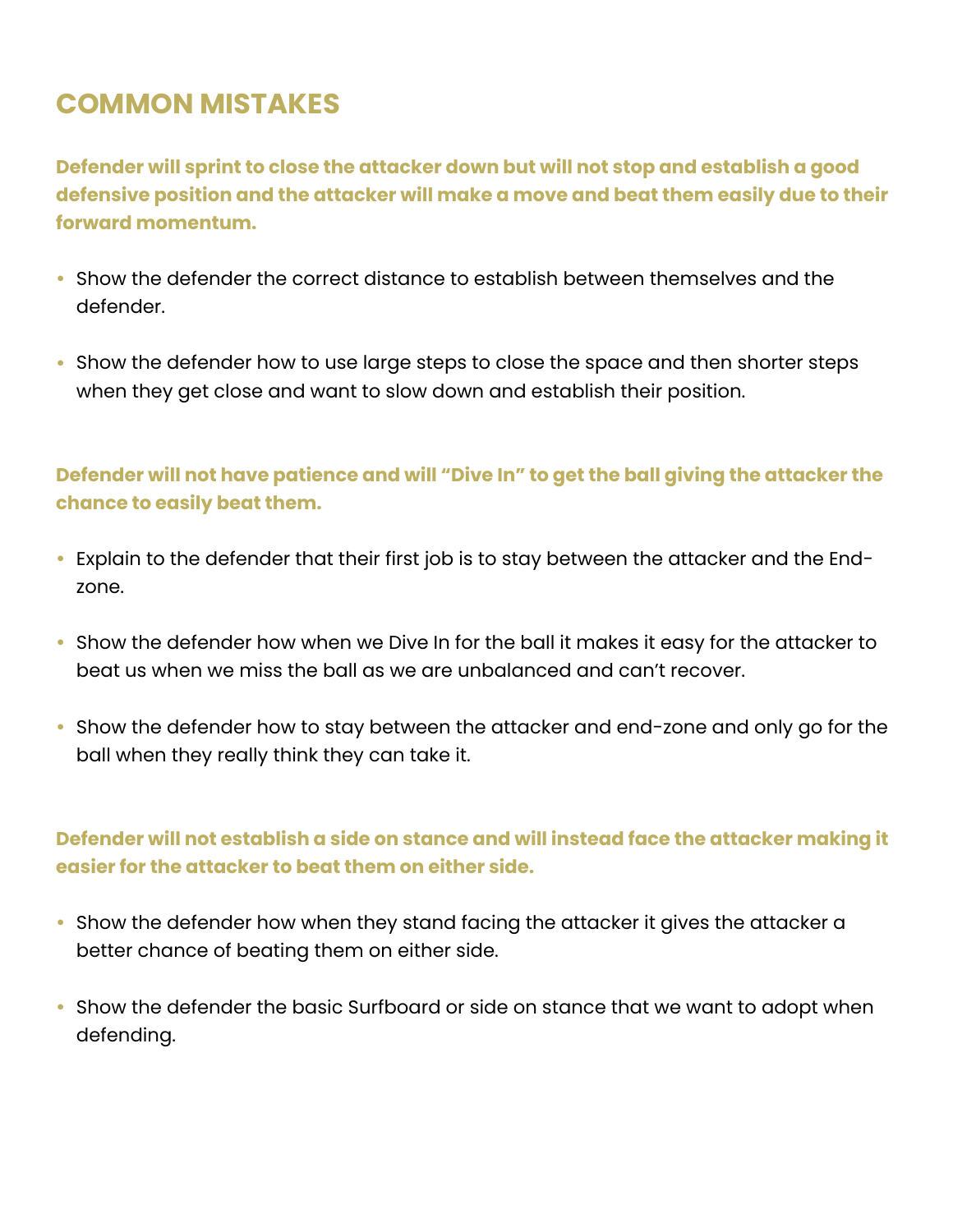## COMMON MISTAKES

**Defender will sprint to close the attacker down but will not stop and establish a good defensive position and the attacker will make a move and beat them easily due to their forward momentum.**

- Show the defender the correct distance to establish between themselves and the defender.
- Show the defender how to use large steps to close the space and then shorter steps when they get close and want to slow down and establish their position.

**Defender will not have patience and will "Dive In" to get the ball giving the attacker the chance to easily beat them.**

- Explain to the defender that their first job is to stay between the attacker and the End-zone.
- Show the defender how when we Dive In for the ball it makes it easy for the attacker to beat us when we miss the ball as we are unbalanced and can't recover.
- Show the defender how to stay between the attacker and end-zone and only go for the ball when they really think they can take it.

**Defender will not establish a side on stance and will instead face the attacker making it easier for the attacker to beat them on either side.**

- Show the defender how when they stand facing the attacker it gives the attacker a better chance of beating them on either side.
- Show the defender the basic Surfboard or side on stance that we want to adopt when defending.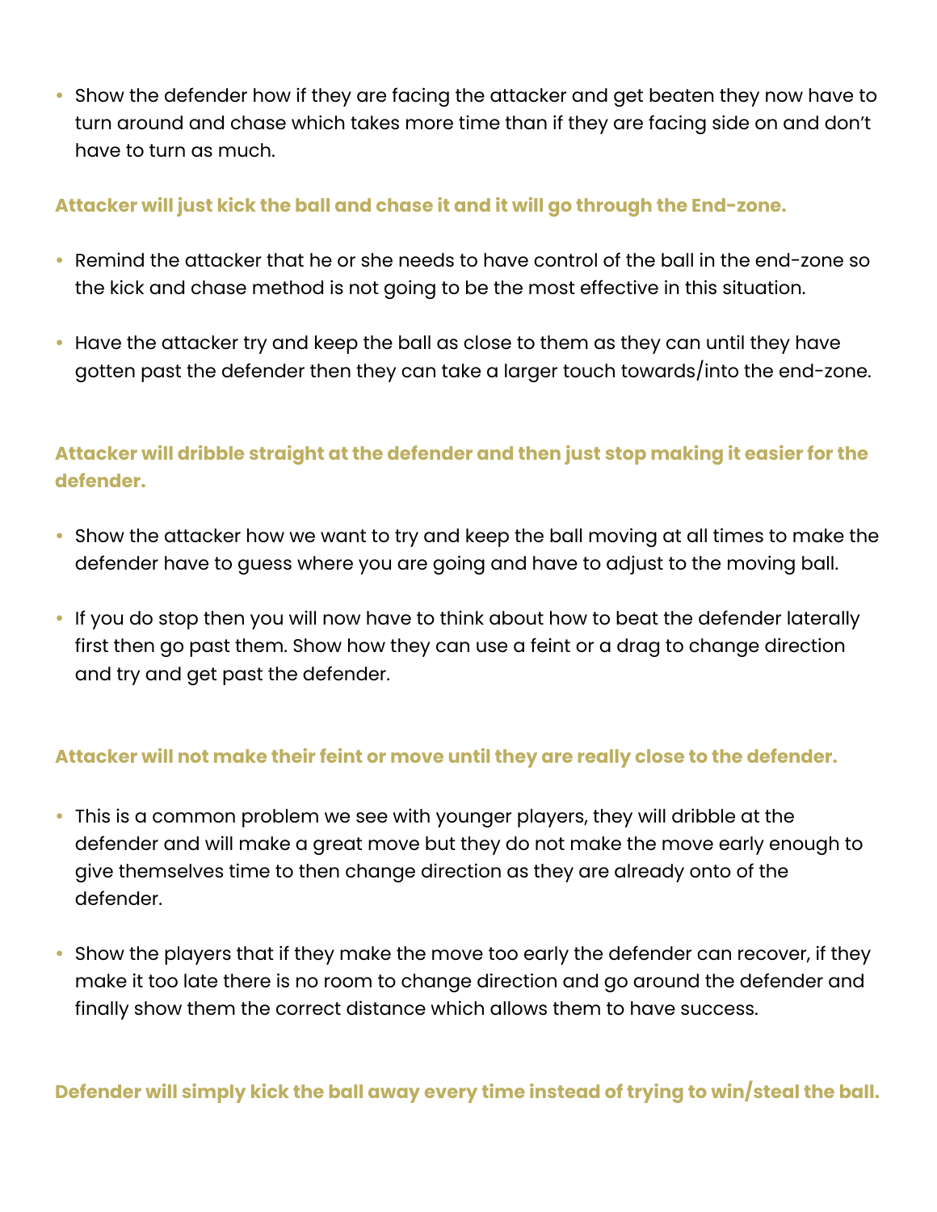- Show the defender how if they are facing the attacker and get beaten they now have to turn around and chase which takes more time than if they are facing side on and don't have to turn as much.

**Attacker will just kick the ball and chase it and it will go through the End-zone.**

- Remind the attacker that he or she needs to have control of the ball in the end-zone so the kick and chase method is not going to be the most effective in this situation.

- Have the attacker try and keep the ball as close to them as they can until they have gotten past the defender then they can take a larger touch towards/into the end-zone.

**Attacker will dribble straight at the defender and then just stop making it easier for the defender.**

- Show the attacker how we want to try and keep the ball moving at all times to make the defender have to guess where you are going and have to adjust to the moving ball.

- If you do stop then you will now have to think about how to beat the defender laterally first then go past them. Show how they can use a feint or a drag to change direction and try and get past the defender.

**Attacker will not make their feint or move until they are really close to the defender.**

- This is a common problem we see with younger players, they will dribble at the defender and will make a great move but they do not make the move early enough to give themselves time to then change direction as they are already onto of the defender.

- Show the players that if they make the move too early the defender can recover, if they make it too late there is no room to change direction and go around the defender and finally show them the correct distance which allows them to have success.

**Defender will simply kick the ball away every time instead of trying to win/steal the ball.**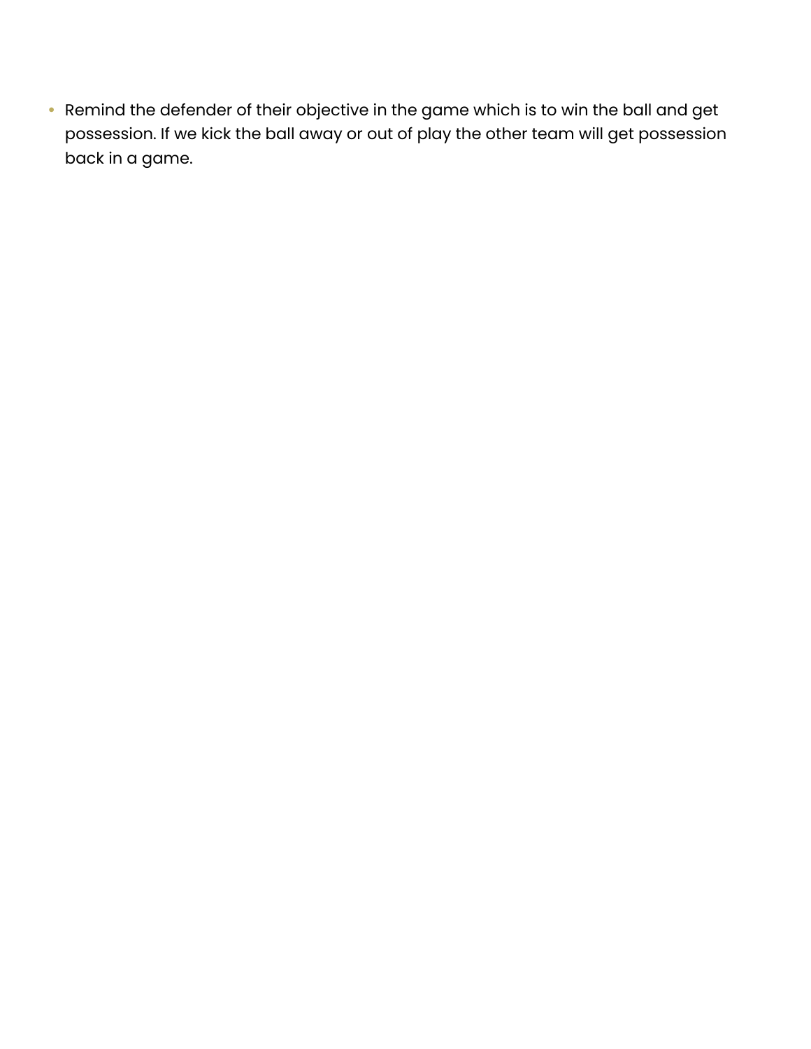- Remind the defender of their objective in the game which is to win the ball and get possession. If we kick the ball away or out of play the other team will get possession back in a game.